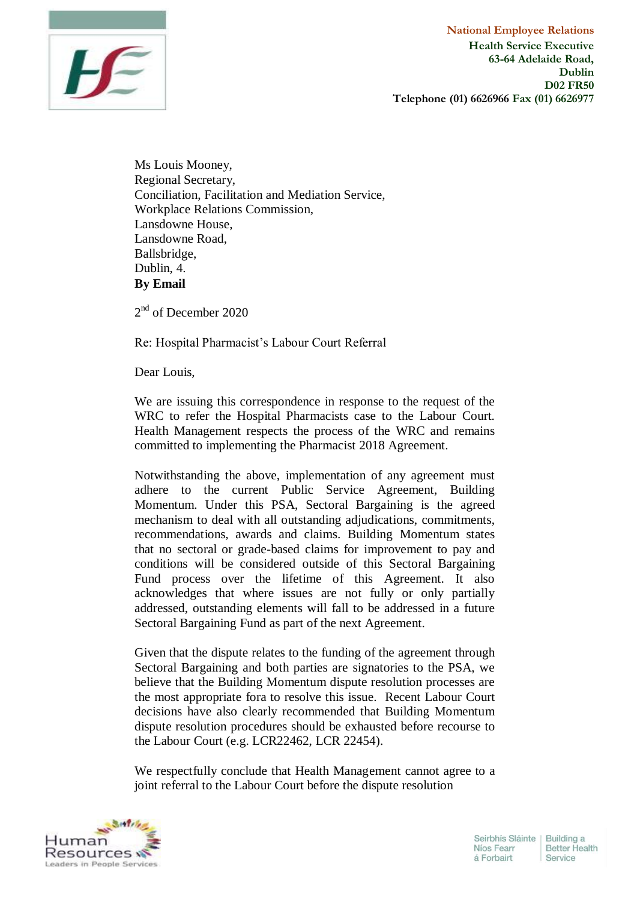National Employee Relations
Health Service Executive
63-64 Adelaide Road,
Dublin
D02 FR50
Telephone (01) 6626966 Fax (01) 6626977

Ms Louis Mooney,
Regional Secretary,
Conciliation, Facilitation and Mediation Service,
Workplace Relations Commission,
Lansdowne House,
Lansdowne Road,
Ballsbridge,
Dublin, 4.
**By Email**

2nd of December 2020

Re: Hospital Pharmacist's Labour Court Referral

Dear Louis,

We are issuing this correspondence in response to the request of the WRC to refer the Hospital Pharmacists case to the Labour Court. Health Management respects the process of the WRC and remains committed to implementing the Pharmacist 2018 Agreement.

Notwithstanding the above, implementation of any agreement must adhere to the current Public Service Agreement, Building Momentum. Under this PSA, Sectoral Bargaining is the agreed mechanism to deal with all outstanding adjudications, commitments, recommendations, awards and claims. Building Momentum states that no sectoral or grade-based claims for improvement to pay and conditions will be considered outside of this Sectoral Bargaining Fund process over the lifetime of this Agreement. It also acknowledges that where issues are not fully or only partially addressed, outstanding elements will fall to be addressed in a future Sectoral Bargaining Fund as part of the next Agreement.

Given that the dispute relates to the funding of the agreement through Sectoral Bargaining and both parties are signatories to the PSA, we believe that the Building Momentum dispute resolution processes are the most appropriate fora to resolve this issue. Recent Labour Court decisions have also clearly recommended that Building Momentum dispute resolution procedures should be exhausted before recourse to the Labour Court (e.g. LCR22462, LCR 22454).

We respectfully conclude that Health Management cannot agree to a joint referral to the Labour Court before the dispute resolution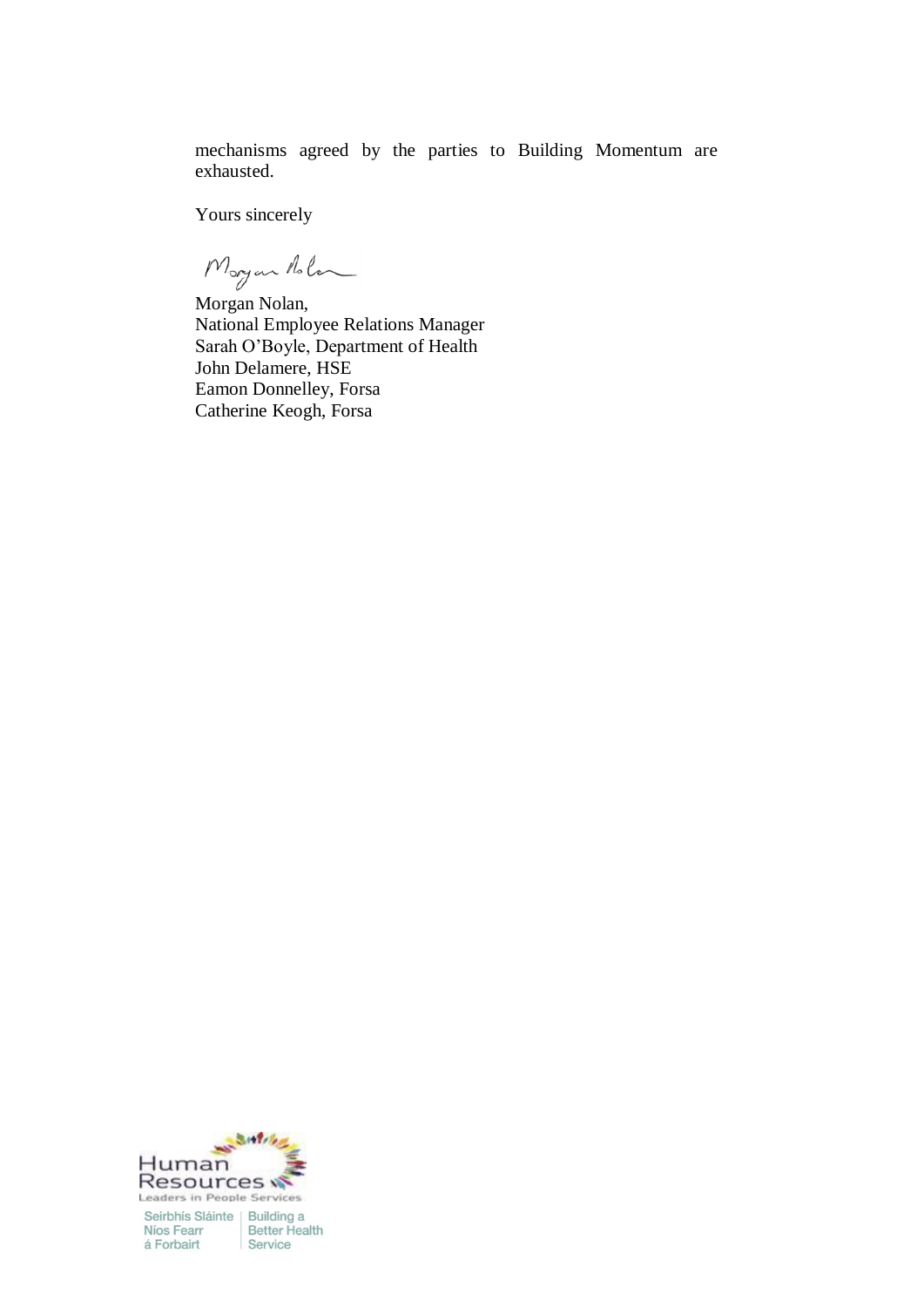mechanisms agreed by the parties to Building Momentum are exhausted.

Yours sincerely

Morgan Nolan,  
National Employee Relations Manager  
Sarah O'Boyle, Department of Health  
John Delamere, HSE  
Eamon Donnelley, Forsa  
Catherine Keogh, Forsa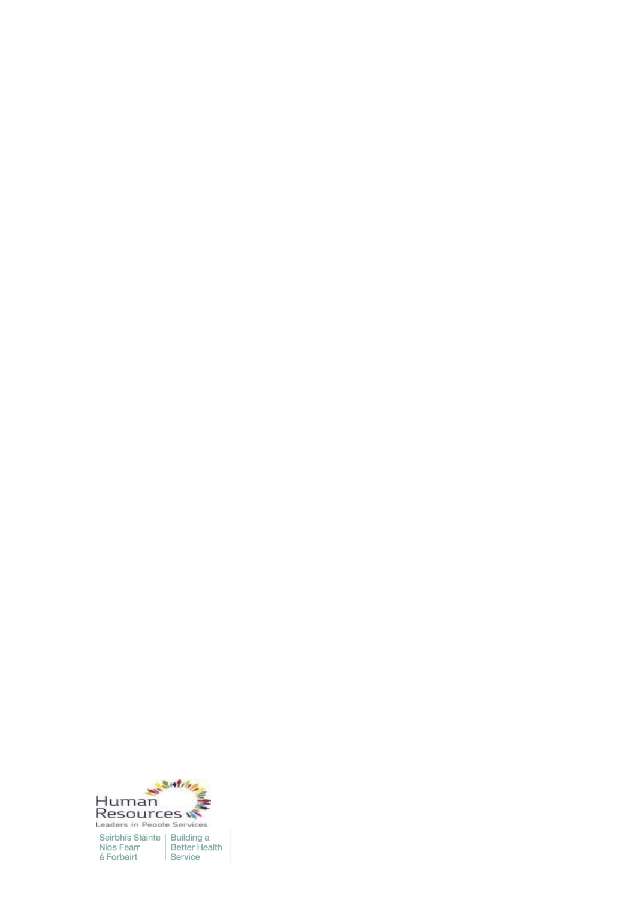Human Resources

Leaders in People Services

Seirbhís Sláinte Níos Fearr á Forbairt

Building a Better Health Service